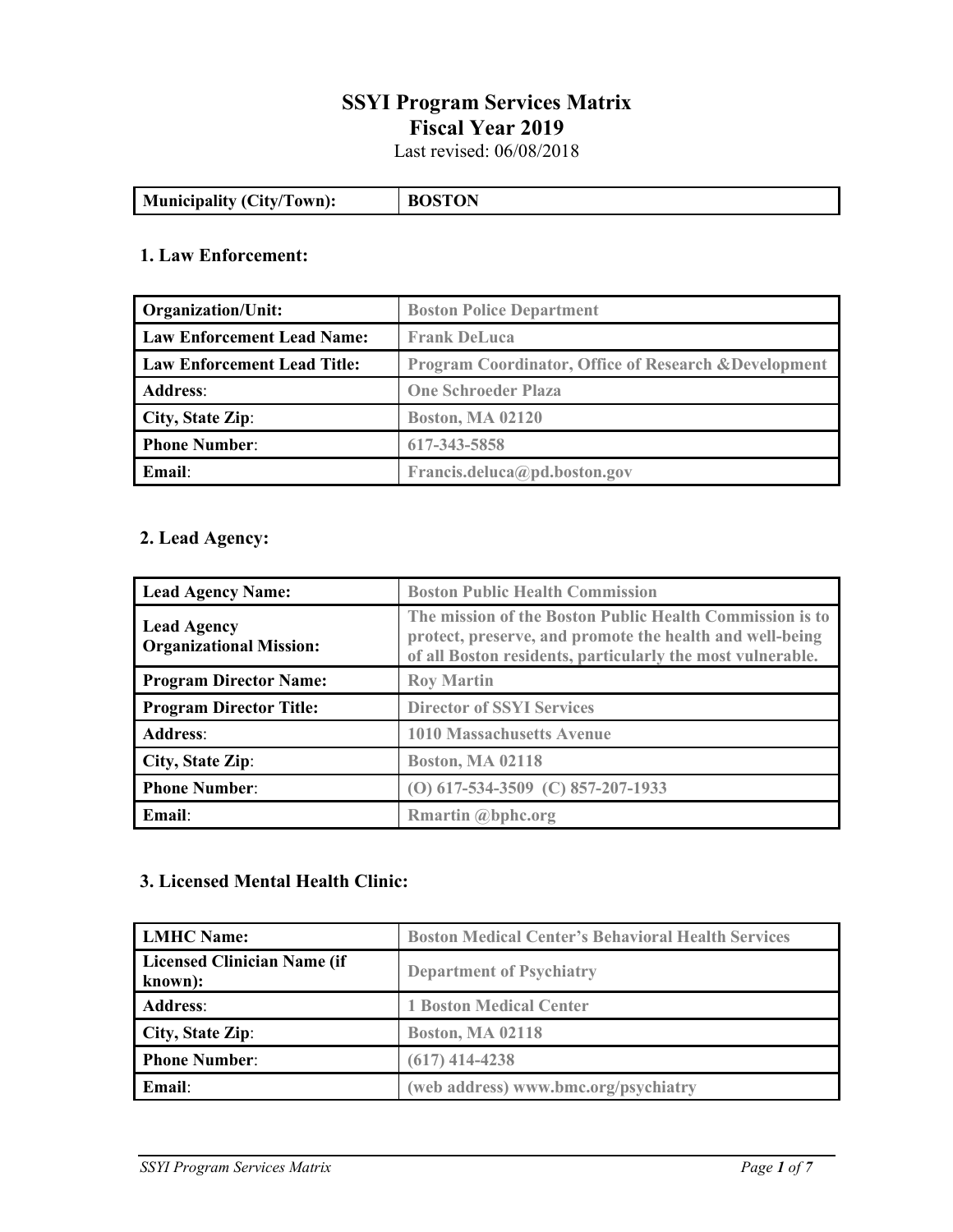# SSYI Program Services Matrix
# Fiscal Year 2019

Last revised: 06/08/2018

| Municipality (City/Town): | BOSTON |
|---|---|

## 1. Law Enforcement:

| Organization/Unit: | Boston Police Department |
|---|---|
| Law Enforcement Lead Name: | Frank DeLuca |
| Law Enforcement Lead Title: | Program Coordinator, Office of Research &Development |
| Address: | One Schroeder Plaza |
| City, State Zip: | Boston, MA 02120 |
| Phone Number: | 617-343-5858 |
| Email: | Francis.deluca@pd.boston.gov |

## 2. Lead Agency:

| Lead Agency Name: | Boston Public Health Commission |
|---|---|
| Lead Agency Organizational Mission: | The mission of the Boston Public Health Commission is to protect, preserve, and promote the health and well-being of all Boston residents, particularly the most vulnerable. |
| Program Director Name: | Roy Martin |
| Program Director Title: | Director of SSYI Services |
| Address: | 1010 Massachusetts Avenue |
| City, State Zip: | Boston, MA 02118 |
| Phone Number: | (O) 617-534-3509 (C) 857-207-1933 |
| Email: | Rmartin @bphc.org |

## 3. Licensed Mental Health Clinic:

| LMHC Name: | Boston Medical Center's Behavioral Health Services |
|---|---|
| Licensed Clinician Name (if known): | Department of Psychiatry |
| Address: | 1 Boston Medical Center |
| City, State Zip: | Boston, MA 02118 |
| Phone Number: | (617) 414-4238 |
| Email: | (web address) www.bmc.org/psychiatry |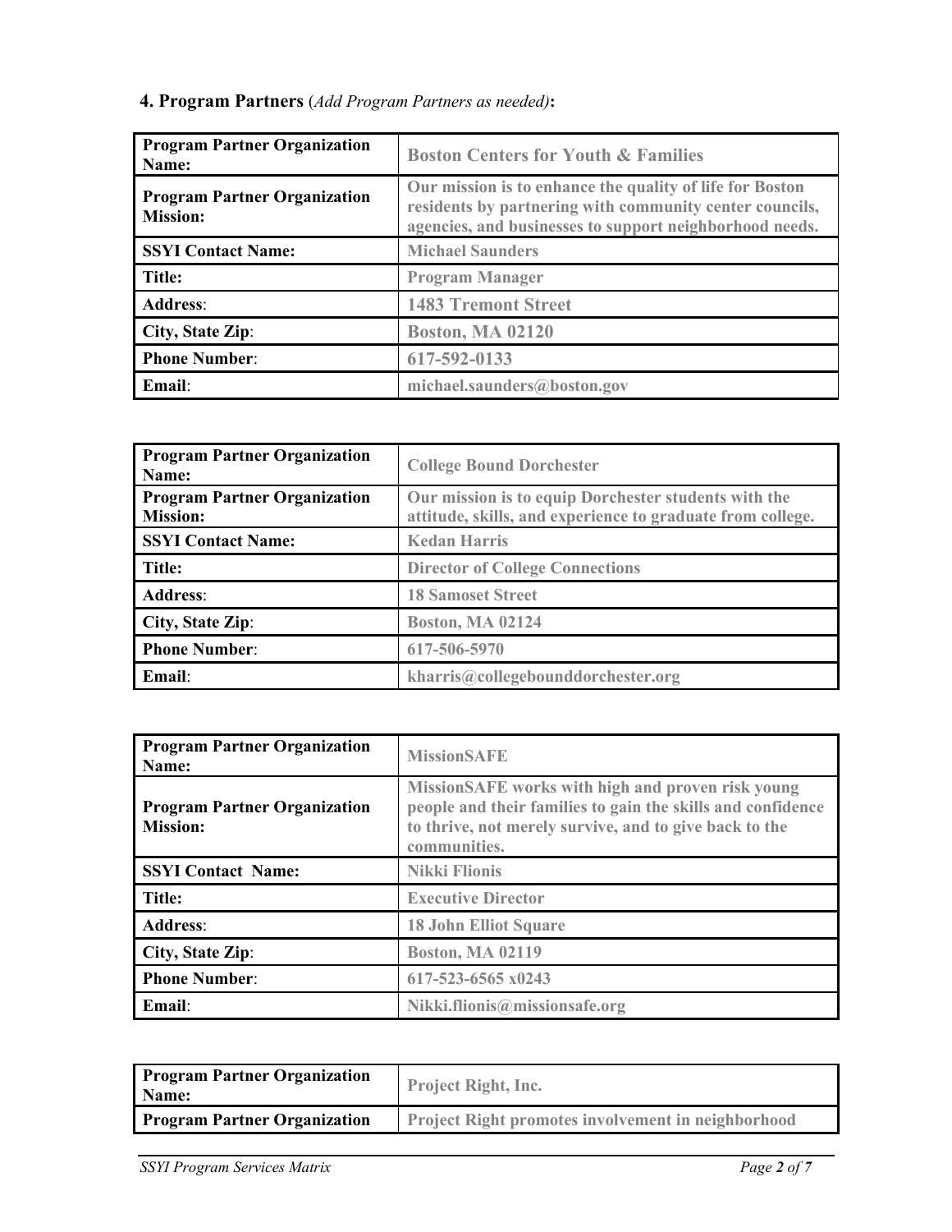**4. Program Partners** (*Add Program Partners as needed)***:**

| **Program Partner Organization Name:** | Boston Centers for Youth & Families |
|---|---|
| **Program Partner Organization Mission:** | Our mission is to enhance the quality of life for Boston residents by partnering with community center councils, agencies, and businesses to support neighborhood needs. |
| **SSYI Contact Name:** | Michael Saunders |
| **Title:** | Program Manager |
| **Address**: | 1483 Tremont Street |
| **City, State Zip**: | Boston, MA 02120 |
| **Phone Number**: | 617-592-0133 |
| **Email**: | michael.saunders@boston.gov |

| **Program Partner Organization Name:** | College Bound Dorchester |
|---|---|
| **Program Partner Organization Mission:** | Our mission is to equip Dorchester students with the attitude, skills, and experience to graduate from college. |
| **SSYI Contact Name:** | Kedan Harris |
| **Title:** | Director of College Connections |
| **Address**: | 18 Samoset Street |
| **City, State Zip**: | Boston, MA 02124 |
| **Phone Number**: | 617-506-5970 |
| **Email**: | kharris@collegebounddorchester.org |

| **Program Partner Organization Name:** | MissionSAFE |
|---|---|
| **Program Partner Organization Mission:** | MissionSAFE works with high and proven risk young people and their families to gain the skills and confidence to thrive, not merely survive, and to give back to the communities. |
| **SSYI Contact Name:** | Nikki Flionis |
| **Title:** | Executive Director |
| **Address**: | 18 John Elliot Square |
| **City, State Zip**: | Boston, MA 02119 |
| **Phone Number**: | 617-523-6565 x0243 |
| **Email**: | Nikki.flionis@missionsafe.org |

| **Program Partner Organization Name:** | Project Right, Inc. |
|---|---|
| **Program Partner Organization** | Project Right promotes involvement in neighborhood |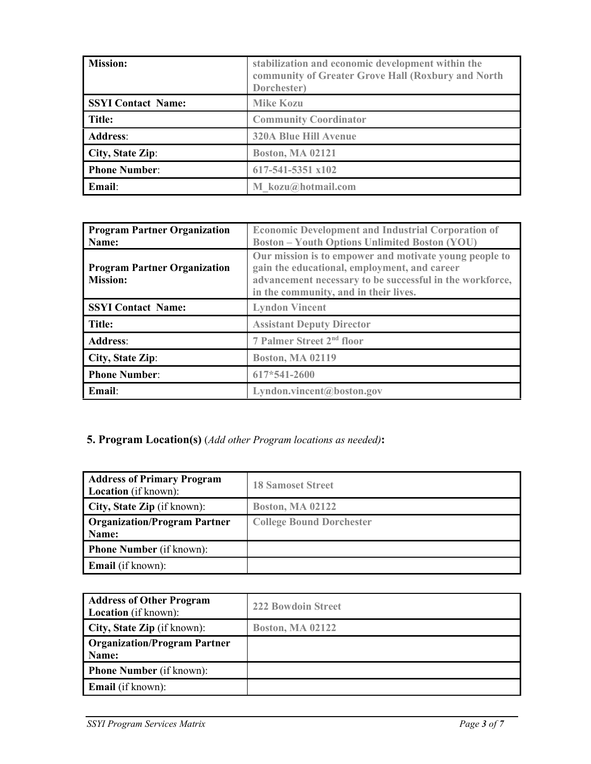| | |
|---|---|
| **Mission:** | **stabilization and economic development within the community of Greater Grove Hall (Roxbury and North Dorchester)** |
| **SSYI Contact Name:** | **Mike Kozu** |
| **Title:** | **Community Coordinator** |
| **Address**: | **320A Blue Hill Avenue** |
| **City, State Zip**: | **Boston, MA 02121** |
| **Phone Number**: | **617-541-5351 x102** |
| **Email**: | **M_kozu@hotmail.com** |

| | |
|---|---|
| **Program Partner Organization Name:** | **Economic Development and Industrial Corporation of Boston – Youth Options Unlimited Boston (YOU)** |
| **Program Partner Organization Mission:** | **Our mission is to empower and motivate young people to gain the educational, employment, and career advancement necessary to be successful in the workforce, in the community, and in their lives.** |
| **SSYI Contact Name:** | **Lyndon Vincent** |
| **Title:** | **Assistant Deputy Director** |
| **Address**: | **7 Palmer Street 2nd floor** |
| **City, State Zip**: | **Boston, MA 02119** |
| **Phone Number**: | **617*541-2600** |
| **Email**: | **Lyndon.vincent@boston.gov** |

## 5. Program Location(s) (*Add other Program locations as needed)*:

| | |
|---|---|
| **Address of Primary Program Location** (if known): | **18 Samoset Street** |
| **City, State Zip** (if known): | **Boston, MA 02122** |
| **Organization/Program Partner Name:** | **College Bound Dorchester** |
| **Phone Number** (if known): | |
| **Email** (if known): | |

| | |
|---|---|
| **Address of Other Program Location** (if known): | **222 Bowdoin Street** |
| **City, State Zip** (if known): | **Boston, MA 02122** |
| **Organization/Program Partner Name:** | |
| **Phone Number** (if known): | |
| **Email** (if known): | |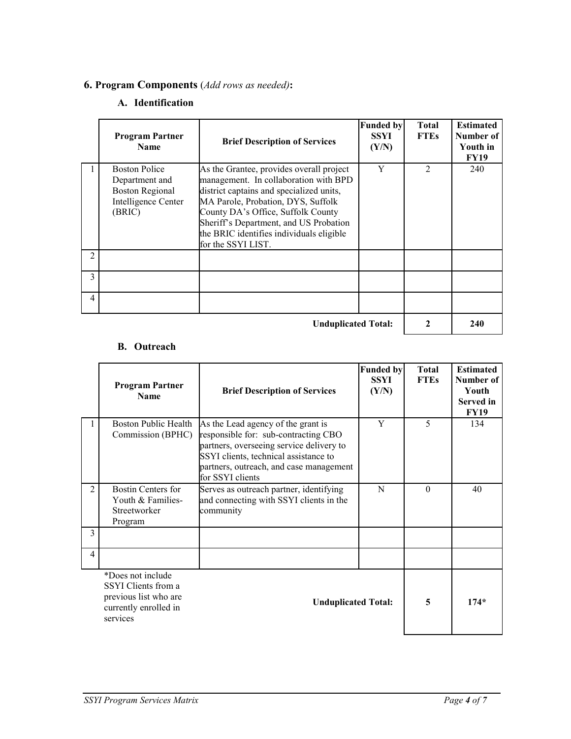## 6. Program Components (*Add rows as needed)*:

### A. Identification

| | Program Partner Name | Brief Description of Services | Funded by SSYI (Y/N) | Total FTEs | Estimated Number of Youth in FY19 |
|---|---|---|---|---|---|
| 1 | Boston Police Department and Boston Regional Intelligence Center (BRIC) | As the Grantee, provides overall project management. In collaboration with BPD district captains and specialized units, MA Parole, Probation, DYS, Suffolk County DA's Office, Suffolk County Sheriff's Department, and US Probation the BRIC identifies individuals eligible for the SSYI LIST. | Y | 2 | 240 |
| 2 | | | | | |
| 3 | | | | | |
| 4 | | | | | |
| | | | **Unduplicated Total:** | **2** | **240** |

### B. Outreach

| | Program Partner Name | Brief Description of Services | Funded by SSYI (Y/N) | Total FTEs | Estimated Number of Youth Served in FY19 |
|---|---|---|---|---|---|
| 1 | Boston Public Health Commission (BPHC) | As the Lead agency of the grant is responsible for: sub-contracting CBO partners, overseeing service delivery to SSYI clients, technical assistance to partners, outreach, and case management for SSYI clients | Y | 5 | 134 |
| 2 | Bostin Centers for Youth & Families- Streetworker Program | Serves as outreach partner, identifying and connecting with SSYI clients in the community | N | 0 | 40 |
| 3 | | | | | |
| 4 | | | | | |
| | *Does not include SSYI Clients from a previous list who are currently enrolled in services | | **Unduplicated Total:** | **5** | **174*** |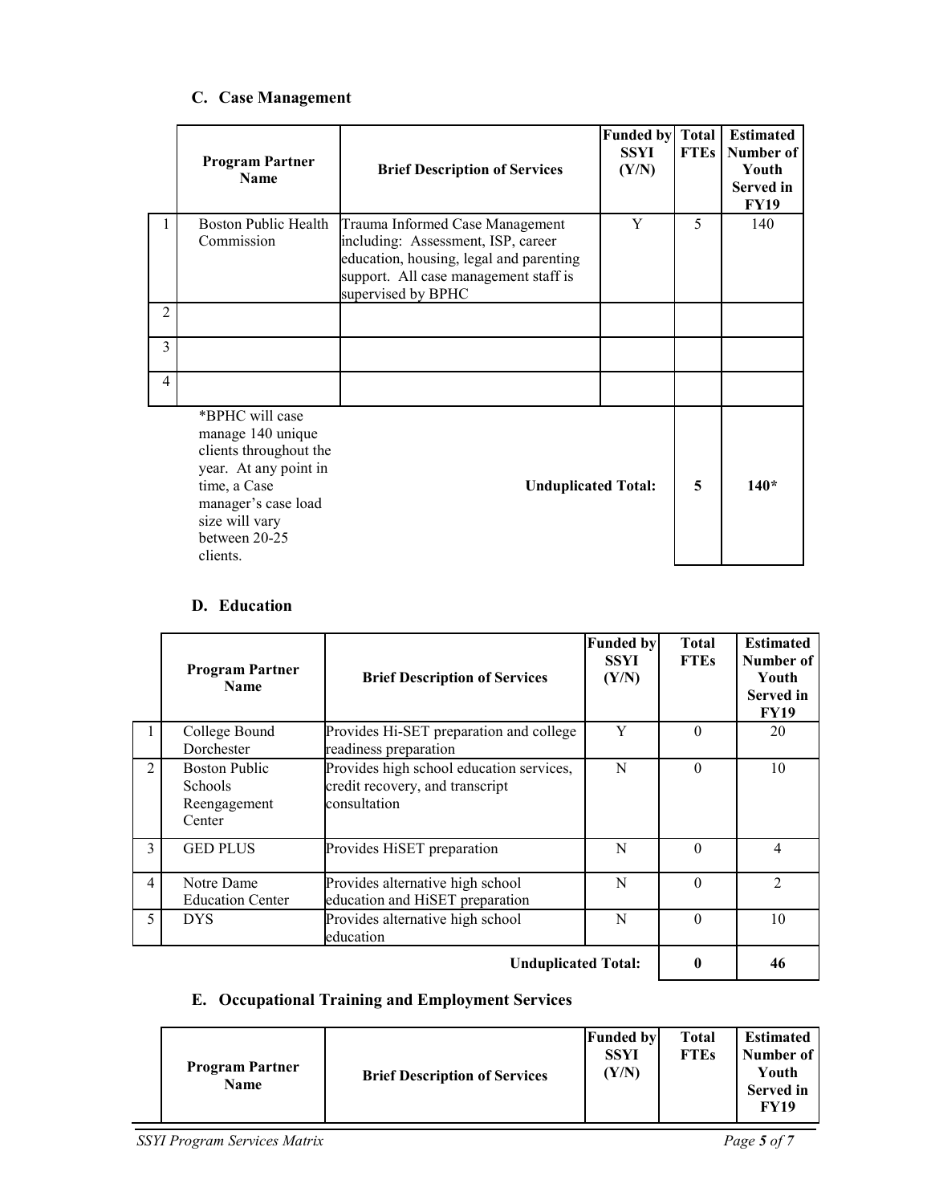### C. Case Management

| | Program Partner Name | Brief Description of Services | Funded by SSYI (Y/N) | Total FTEs | Estimated Number of Youth Served in FY19 |
|---|---|---|---|---|---|
| 1 | Boston Public Health Commission | Trauma Informed Case Management including: Assessment, ISP, career education, housing, legal and parenting support. All case management staff is supervised by BPHC | Y | 5 | 140 |
| 2 | | | | | |
| 3 | | | | | |
| 4 | | | | | |
| | *BPHC will case manage 140 unique clients throughout the year. At any point in time, a Case manager's case load size will vary between 20-25 clients. | | **Unduplicated Total:** | **5** | **140*** |

### D. Education

| | Program Partner Name | Brief Description of Services | Funded by SSYI (Y/N) | Total FTEs | Estimated Number of Youth Served in FY19 |
|---|---|---|---|---|---|
| 1 | College Bound Dorchester | Provides Hi-SET preparation and college readiness preparation | Y | 0 | 20 |
| 2 | Boston Public Schools Reengagement Center | Provides high school education services, credit recovery, and transcript consultation | N | 0 | 10 |
| 3 | GED PLUS | Provides HiSET preparation | N | 0 | 4 |
| 4 | Notre Dame Education Center | Provides alternative high school education and HiSET preparation | N | 0 | 2 |
| 5 | DYS | Provides alternative high school education | N | 0 | 10 |
| | | | **Unduplicated Total:** | **0** | **46** |

### E. Occupational Training and Employment Services

| | Program Partner Name | Brief Description of Services | Funded by SSYI (Y/N) | Total FTEs | Estimated Number of Youth Served in FY19 |
|---|---|---|---|---|---|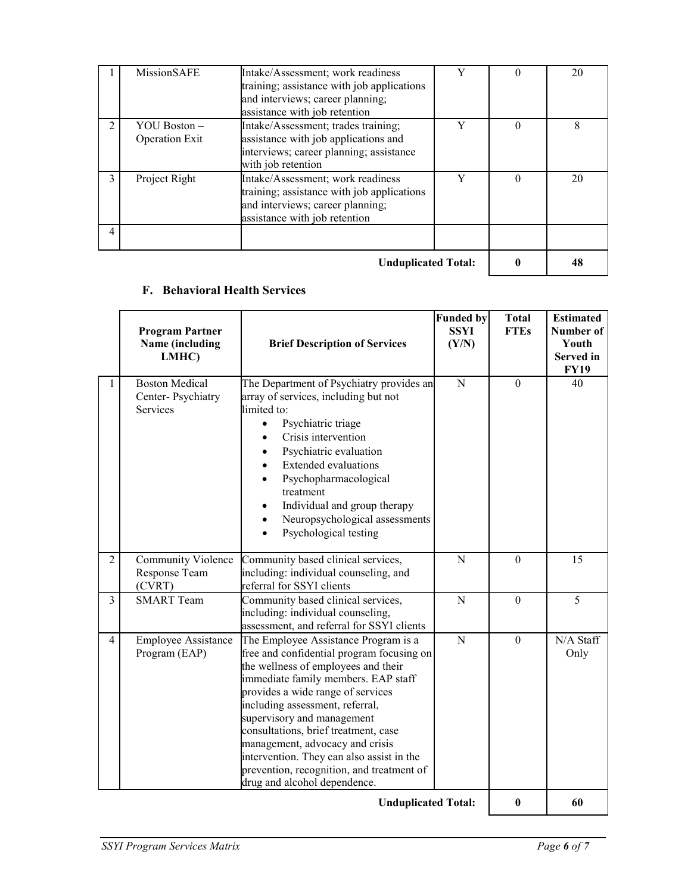| | | | | | |
|---|---|---|---|---|---|
| 1 | MissionSAFE | Intake/Assessment; work readiness training; assistance with job applications and interviews; career planning; assistance with job retention | Y | 0 | 20 |
| 2 | YOU Boston – Operation Exit | Intake/Assessment; trades training; assistance with job applications and interviews; career planning; assistance with job retention | Y | 0 | 8 |
| 3 | Project Right | Intake/Assessment; work readiness training; assistance with job applications and interviews; career planning; assistance with job retention | Y | 0 | 20 |
| 4 | | | | | |
| | | | **Unduplicated Total:** | **0** | **48** |

### F. Behavioral Health Services

| | Program Partner Name (including LMHC) | Brief Description of Services | Funded by SSYI (Y/N) | Total FTEs | Estimated Number of Youth Served in FY19 |
|---|---|---|---|---|---|
| 1 | Boston Medical Center- Psychiatry Services | The Department of Psychiatry provides an array of services, including but not limited to: <br>• Psychiatric triage <br>• Crisis intervention <br>• Psychiatric evaluation <br>• Extended evaluations <br>• Psychopharmacological treatment <br>• Individual and group therapy <br>• Neuropsychological assessments <br>• Psychological testing | N | 0 | 40 |
| 2 | Community Violence Response Team (CVRT) | Community based clinical services, including: individual counseling, and referral for SSYI clients | N | 0 | 15 |
| 3 | SMART Team | Community based clinical services, including: individual counseling, assessment, and referral for SSYI clients | N | 0 | 5 |
| 4 | Employee Assistance Program (EAP) | The Employee Assistance Program is a free and confidential program focusing on the wellness of employees and their immediate family members. EAP staff provides a wide range of services including assessment, referral, supervisory and management consultations, brief treatment, case management, advocacy and crisis intervention. They can also assist in the prevention, recognition, and treatment of drug and alcohol dependence. | N | 0 | N/A Staff Only |
| | | | **Unduplicated Total:** | **0** | **60** |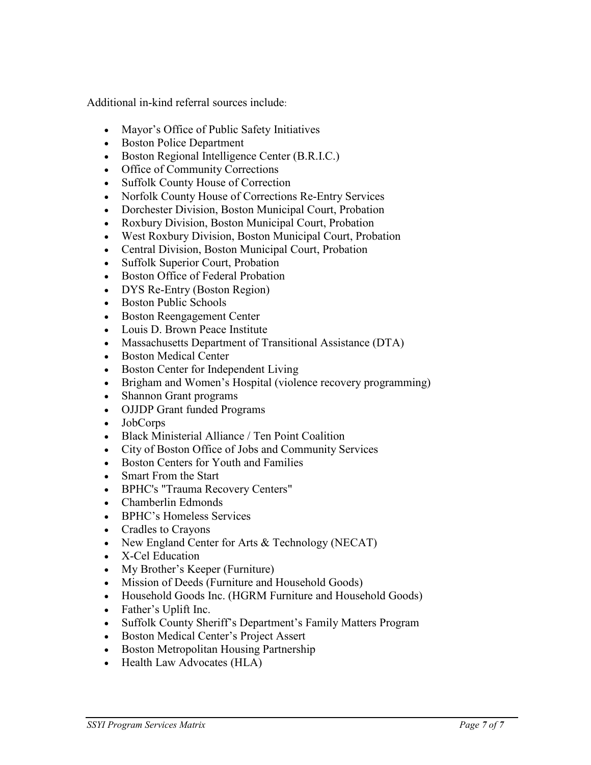Additional in-kind referral sources include:

- Mayor's Office of Public Safety Initiatives
- Boston Police Department
- Boston Regional Intelligence Center (B.R.I.C.)
- Office of Community Corrections
- Suffolk County House of Correction
- Norfolk County House of Corrections Re-Entry Services
- Dorchester Division, Boston Municipal Court, Probation
- Roxbury Division, Boston Municipal Court, Probation
- West Roxbury Division, Boston Municipal Court, Probation
- Central Division, Boston Municipal Court, Probation
- Suffolk Superior Court, Probation
- Boston Office of Federal Probation
- DYS Re-Entry (Boston Region)
- Boston Public Schools
- Boston Reengagement Center
- Louis D. Brown Peace Institute
- Massachusetts Department of Transitional Assistance (DTA)
- Boston Medical Center
- Boston Center for Independent Living
- Brigham and Women's Hospital (violence recovery programming)
- Shannon Grant programs
- OJJDP Grant funded Programs
- JobCorps
- Black Ministerial Alliance / Ten Point Coalition
- City of Boston Office of Jobs and Community Services
- Boston Centers for Youth and Families
- Smart From the Start
- BPHC's "Trauma Recovery Centers"
- Chamberlin Edmonds
- BPHC's Homeless Services
- Cradles to Crayons
- New England Center for Arts & Technology (NECAT)
- X-Cel Education
- My Brother's Keeper (Furniture)
- Mission of Deeds (Furniture and Household Goods)
- Household Goods Inc. (HGRM Furniture and Household Goods)
- Father's Uplift Inc.
- Suffolk County Sheriff's Department's Family Matters Program
- Boston Medical Center's Project Assert
- Boston Metropolitan Housing Partnership
- Health Law Advocates (HLA)